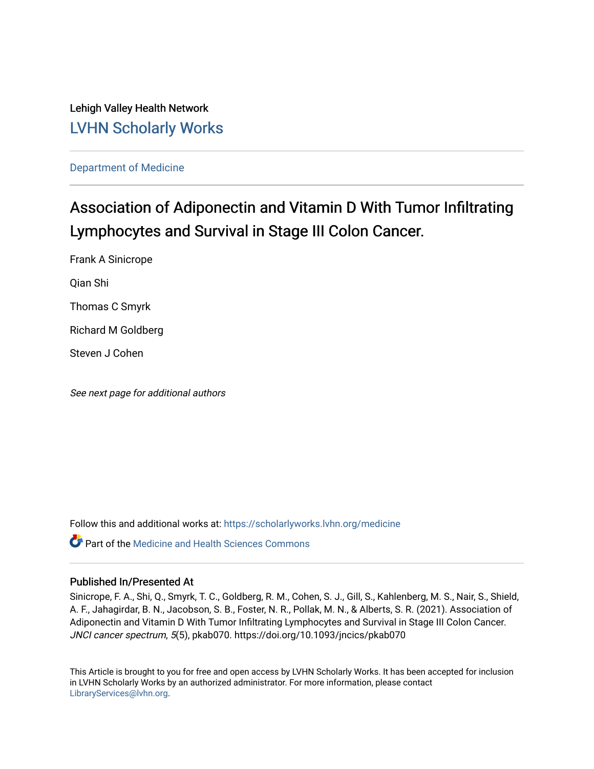Lehigh Valley Health Network

LVHN Scholarly Works

Department of Medicine

# Association of Adiponectin and Vitamin D With Tumor Infiltrating Lymphocytes and Survival in Stage III Colon Cancer.

Frank A Sinicrope

Qian Shi

Thomas C Smyrk

Richard M Goldberg

Steven J Cohen

*See next page for additional authors*

Follow this and additional works at: https://scholarlyworks.lvhn.org/medicine

Part of the Medicine and Health Sciences Commons

### Published In/Presented At

Sinicrope, F. A., Shi, Q., Smyrk, T. C., Goldberg, R. M., Cohen, S. J., Gill, S., Kahlenberg, M. S., Nair, S., Shield, A. F., Jahagirdar, B. N., Jacobson, S. B., Foster, N. R., Pollak, M. N., & Alberts, S. R. (2021). Association of Adiponectin and Vitamin D With Tumor Infiltrating Lymphocytes and Survival in Stage III Colon Cancer. *JNCI cancer spectrum*, *5*(5), pkab070. https://doi.org/10.1093/jncics/pkab070

This Article is brought to you for free and open access by LVHN Scholarly Works. It has been accepted for inclusion in LVHN Scholarly Works by an authorized administrator. For more information, please contact LibraryServices@lvhn.org.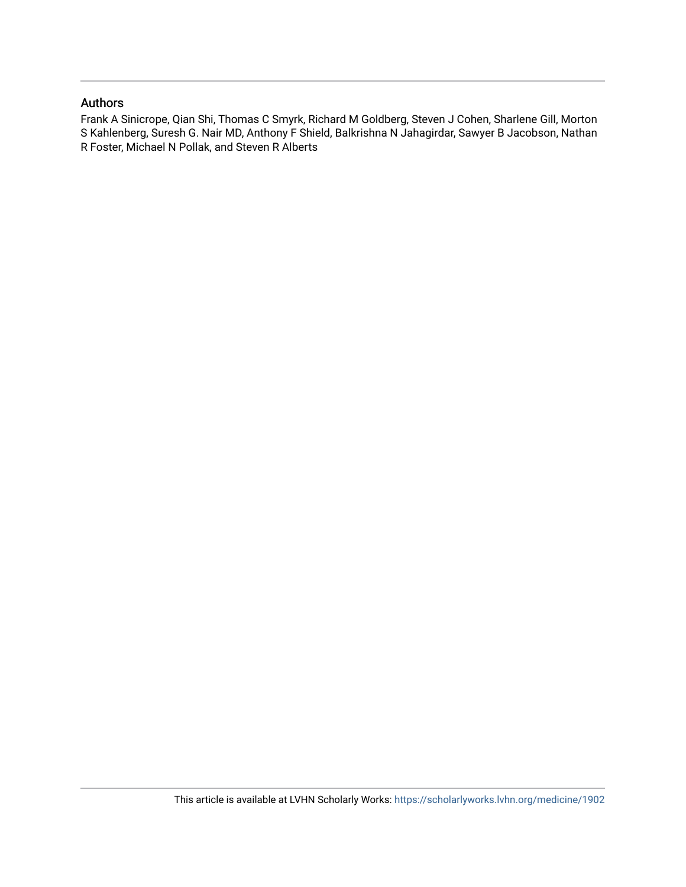## Authors

Frank A Sinicrope, Qian Shi, Thomas C Smyrk, Richard M Goldberg, Steven J Cohen, Sharlene Gill, Morton S Kahlenberg, Suresh G. Nair MD, Anthony F Shield, Balkrishna N Jahagirdar, Sawyer B Jacobson, Nathan R Foster, Michael N Pollak, and Steven R Alberts

This article is available at LVHN Scholarly Works: https://scholarlyworks.lvhn.org/medicine/1902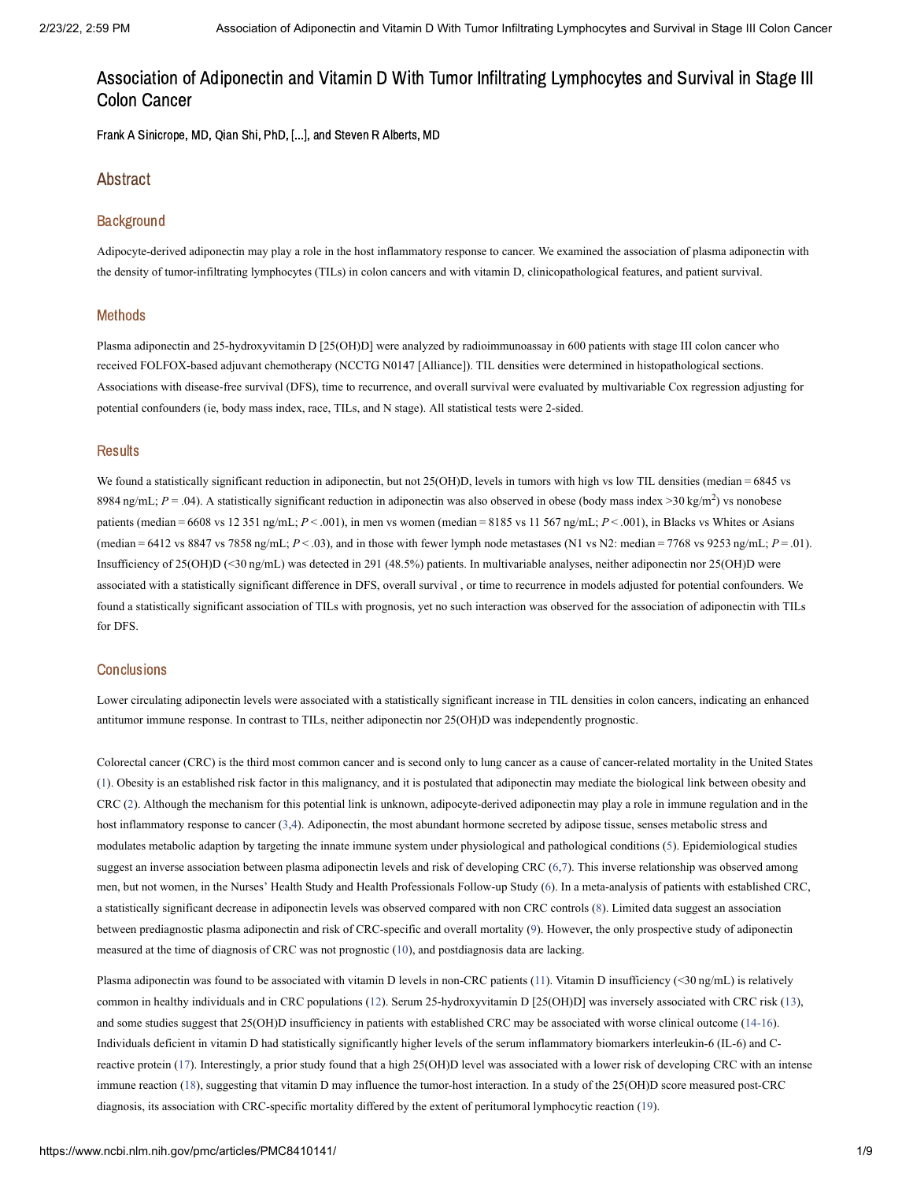# Association of Adiponectin and Vitamin D With Tumor Infiltrating Lymphocytes and Survival in Stage III Colon Cancer

Frank A Sinicrope, MD, Qian Shi, PhD, [...], and Steven R Alberts, MD

## Abstract

### Background

Adipocyte-derived adiponectin may play a role in the host inflammatory response to cancer. We examined the association of plasma adiponectin with the density of tumor-infiltrating lymphocytes (TILs) in colon cancers and with vitamin D, clinicopathological features, and patient survival.

### Methods

Plasma adiponectin and 25-hydroxyvitamin D [25(OH)D] were analyzed by radioimmunoassay in 600 patients with stage III colon cancer who received FOLFOX-based adjuvant chemotherapy (NCCTG N0147 [Alliance]). TIL densities were determined in histopathological sections. Associations with disease-free survival (DFS), time to recurrence, and overall survival were evaluated by multivariable Cox regression adjusting for potential confounders (ie, body mass index, race, TILs, and N stage). All statistical tests were 2-sided.

### Results

We found a statistically significant reduction in adiponectin, but not 25(OH)D, levels in tumors with high vs low TIL densities (median = 6845 vs 8984 ng/mL; $P = .04$). A statistically significant reduction in adiponectin was also observed in obese (body mass index >30 kg/m$^2$) vs nonobese patients (median = 6608 vs 12 351 ng/mL; $P < .001$), in men vs women (median = 8185 vs 11 567 ng/mL; $P < .001$), in Blacks vs Whites or Asians (median = 6412 vs 8847 vs 7858 ng/mL; $P < .03$), and in those with fewer lymph node metastases (N1 vs N2: median = 7768 vs 9253 ng/mL; $P = .01$). Insufficiency of 25(OH)D (<30 ng/mL) was detected in 291 (48.5%) patients. In multivariable analyses, neither adiponectin nor 25(OH)D were associated with a statistically significant difference in DFS, overall survival , or time to recurrence in models adjusted for potential confounders. We found a statistically significant association of TILs with prognosis, yet no such interaction was observed for the association of adiponectin with TILs for DFS.

### Conclusions

Lower circulating adiponectin levels were associated with a statistically significant increase in TIL densities in colon cancers, indicating an enhanced antitumor immune response. In contrast to TILs, neither adiponectin nor 25(OH)D was independently prognostic.

Colorectal cancer (CRC) is the third most common cancer and is second only to lung cancer as a cause of cancer-related mortality in the United States (1). Obesity is an established risk factor in this malignancy, and it is postulated that adiponectin may mediate the biological link between obesity and CRC (2). Although the mechanism for this potential link is unknown, adipocyte-derived adiponectin may play a role in immune regulation and in the host inflammatory response to cancer (3,4). Adiponectin, the most abundant hormone secreted by adipose tissue, senses metabolic stress and modulates metabolic adaption by targeting the innate immune system under physiological and pathological conditions (5). Epidemiological studies suggest an inverse association between plasma adiponectin levels and risk of developing CRC (6,7). This inverse relationship was observed among men, but not women, in the Nurses' Health Study and Health Professionals Follow-up Study (6). In a meta-analysis of patients with established CRC, a statistically significant decrease in adiponectin levels was observed compared with non CRC controls (8). Limited data suggest an association between prediagnostic plasma adiponectin and risk of CRC-specific and overall mortality (9). However, the only prospective study of adiponectin measured at the time of diagnosis of CRC was not prognostic (10), and postdiagnosis data are lacking.

Plasma adiponectin was found to be associated with vitamin D levels in non-CRC patients (11). Vitamin D insufficiency (<30 ng/mL) is relatively common in healthy individuals and in CRC populations (12). Serum 25-hydroxyvitamin D [25(OH)D] was inversely associated with CRC risk (13), and some studies suggest that 25(OH)D insufficiency in patients with established CRC may be associated with worse clinical outcome (14-16). Individuals deficient in vitamin D had statistically significantly higher levels of the serum inflammatory biomarkers interleukin-6 (IL-6) and C-reactive protein (17). Interestingly, a prior study found that a high 25(OH)D level was associated with a lower risk of developing CRC with an intense immune reaction (18), suggesting that vitamin D may influence the tumor-host interaction. In a study of the 25(OH)D score measured post-CRC diagnosis, its association with CRC-specific mortality differed by the extent of peritumoral lymphocytic reaction (19).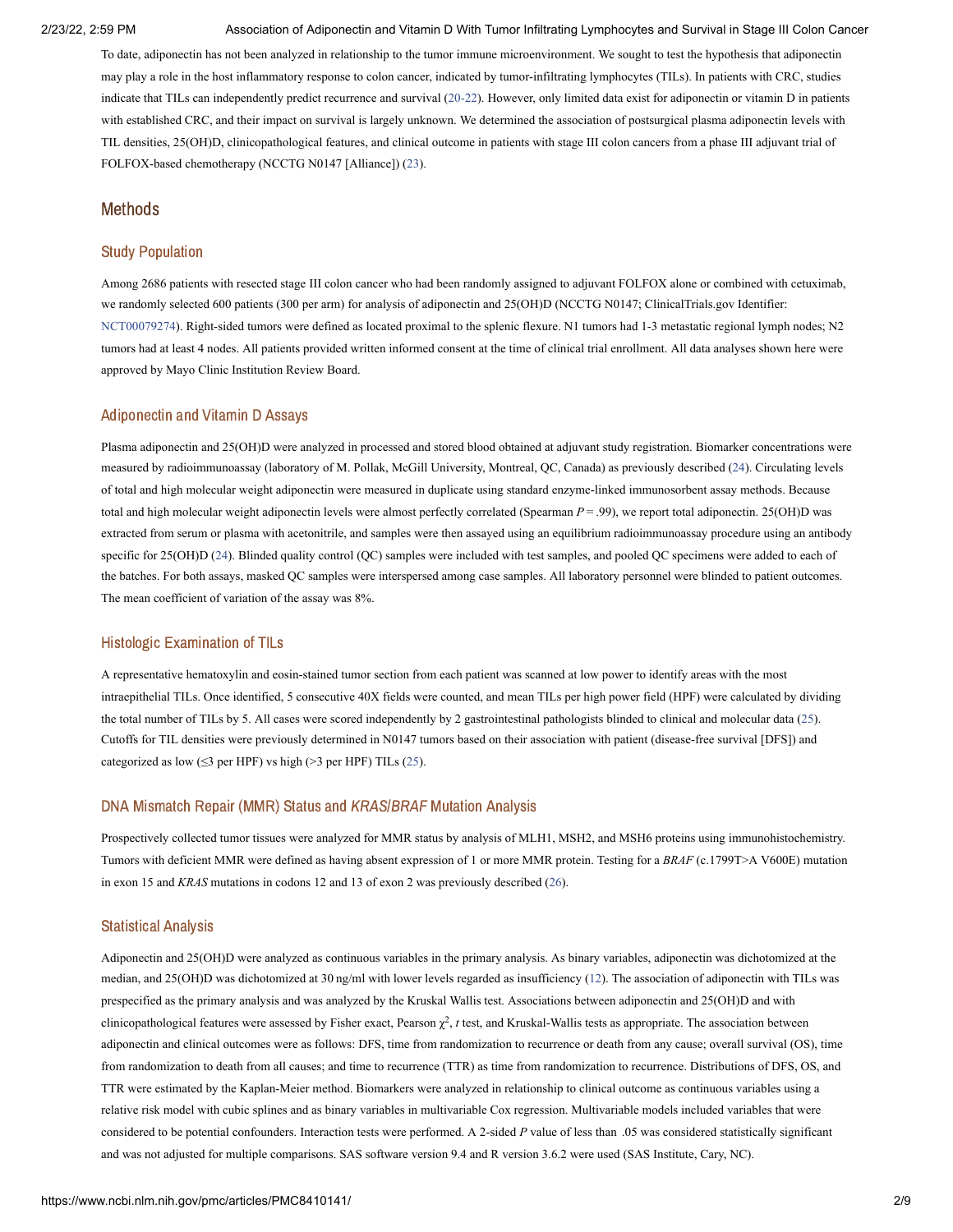To date, adiponectin has not been analyzed in relationship to the tumor immune microenvironment. We sought to test the hypothesis that adiponectin may play a role in the host inflammatory response to colon cancer, indicated by tumor-infiltrating lymphocytes (TILs). In patients with CRC, studies indicate that TILs can independently predict recurrence and survival (20-22). However, only limited data exist for adiponectin or vitamin D in patients with established CRC, and their impact on survival is largely unknown. We determined the association of postsurgical plasma adiponectin levels with TIL densities, 25(OH)D, clinicopathological features, and clinical outcome in patients with stage III colon cancers from a phase III adjuvant trial of FOLFOX-based chemotherapy (NCCTG N0147 [Alliance]) (23).

## Methods

### Study Population

Among 2686 patients with resected stage III colon cancer who had been randomly assigned to adjuvant FOLFOX alone or combined with cetuximab, we randomly selected 600 patients (300 per arm) for analysis of adiponectin and 25(OH)D (NCCTG N0147; ClinicalTrials.gov Identifier: NCT00079274). Right-sided tumors were defined as located proximal to the splenic flexure. N1 tumors had 1-3 metastatic regional lymph nodes; N2 tumors had at least 4 nodes. All patients provided written informed consent at the time of clinical trial enrollment. All data analyses shown here were approved by Mayo Clinic Institution Review Board.

### Adiponectin and Vitamin D Assays

Plasma adiponectin and 25(OH)D were analyzed in processed and stored blood obtained at adjuvant study registration. Biomarker concentrations were measured by radioimmunoassay (laboratory of M. Pollak, McGill University, Montreal, QC, Canada) as previously described (24). Circulating levels of total and high molecular weight adiponectin were measured in duplicate using standard enzyme-linked immunosorbent assay methods. Because total and high molecular weight adiponectin levels were almost perfectly correlated (Spearman $P = .99$), we report total adiponectin. 25(OH)D was extracted from serum or plasma with acetonitrile, and samples were then assayed using an equilibrium radioimmunoassay procedure using an antibody specific for 25(OH)D (24). Blinded quality control (QC) samples were included with test samples, and pooled QC specimens were added to each of the batches. For both assays, masked QC samples were interspersed among case samples. All laboratory personnel were blinded to patient outcomes. The mean coefficient of variation of the assay was 8%.

### Histologic Examination of TILs

A representative hematoxylin and eosin-stained tumor section from each patient was scanned at low power to identify areas with the most intraepithelial TILs. Once identified, 5 consecutive 40X fields were counted, and mean TILs per high power field (HPF) were calculated by dividing the total number of TILs by 5. All cases were scored independently by 2 gastrointestinal pathologists blinded to clinical and molecular data (25). Cutoffs for TIL densities were previously determined in N0147 tumors based on their association with patient (disease-free survival [DFS]) and categorized as low (≤3 per HPF) vs high (>3 per HPF) TILs (25).

### DNA Mismatch Repair (MMR) Status and *KRAS*/*BRAF* Mutation Analysis

Prospectively collected tumor tissues were analyzed for MMR status by analysis of MLH1, MSH2, and MSH6 proteins using immunohistochemistry. Tumors with deficient MMR were defined as having absent expression of 1 or more MMR protein. Testing for a *BRAF* (c.1799T>A V600E) mutation in exon 15 and *KRAS* mutations in codons 12 and 13 of exon 2 was previously described (26).

### Statistical Analysis

Adiponectin and 25(OH)D were analyzed as continuous variables in the primary analysis. As binary variables, adiponectin was dichotomized at the median, and 25(OH)D was dichotomized at 30 ng/ml with lower levels regarded as insufficiency (12). The association of adiponectin with TILs was prespecified as the primary analysis and was analyzed by the Kruskal Wallis test. Associations between adiponectin and 25(OH)D and with clinicopathological features were assessed by Fisher exact, Pearson $\chi^2$, *t* test, and Kruskal-Wallis tests as appropriate. The association between adiponectin and clinical outcomes were as follows: DFS, time from randomization to recurrence or death from any cause; overall survival (OS), time from randomization to death from all causes; and time to recurrence (TTR) as time from randomization to recurrence. Distributions of DFS, OS, and TTR were estimated by the Kaplan-Meier method. Biomarkers were analyzed in relationship to clinical outcome as continuous variables using a relative risk model with cubic splines and as binary variables in multivariable Cox regression. Multivariable models included variables that were considered to be potential confounders. Interaction tests were performed. A 2-sided *P* value of less than .05 was considered statistically significant and was not adjusted for multiple comparisons. SAS software version 9.4 and R version 3.6.2 were used (SAS Institute, Cary, NC).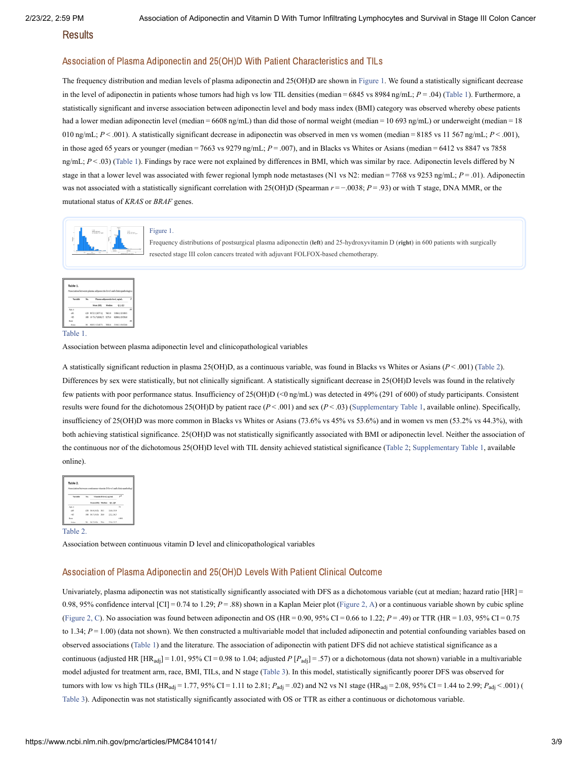## Results

### Association of Plasma Adiponectin and 25(OH)D With Patient Characteristics and TILs

The frequency distribution and median levels of plasma adiponectin and 25(OH)D are shown in Figure 1. We found a statistically significant decrease in the level of adiponectin in patients whose tumors had high vs low TIL densities (median = 6845 vs 8984 ng/mL; $P = .04$) (Table 1). Furthermore, a statistically significant and inverse association between adiponectin level and body mass index (BMI) category was observed whereby obese patients had a lower median adiponectin level (median = 6608 ng/mL) than did those of normal weight (median = 10 693 ng/mL) or underweight (median = 18 010 ng/mL; $P < .001$). A statistically significant decrease in adiponectin was observed in men vs women (median = 8185 vs 11 567 ng/mL; $P < .001$), in those aged 65 years or younger (median = 7663 vs 9279 ng/mL; $P = .007$), and in Blacks vs Whites or Asians (median = 6412 vs 8847 vs 7858 ng/mL; $P < .03$) (Table 1). Findings by race were not explained by differences in BMI, which was similar by race. Adiponectin levels differed by N stage in that a lower level was associated with fewer regional lymph node metastases (N1 vs N2: median = 7768 vs 9253 ng/mL; $P = .01$). Adiponectin was not associated with a statistically significant correlation with 25(OH)D (Spearman $r = -.0038$; $P = .93$) or with T stage, DNA MMR, or the mutational status of *KRAS* or *BRAF* genes.

Figure 1.

Frequency distributions of postsurgical plasma adiponectin (**left**) and 25-hydroxyvitamin D (**right**) in 600 patients with surgically resected stage III colon cancers treated with adjuvant FOLFOX-based chemotherapy.

Table 1.

Association between plasma adiponectin level and clinicopathological variables

A statistically significant reduction in plasma 25(OH)D, as a continuous variable, was found in Blacks vs Whites or Asians ($P < .001$) (Table 2). Differences by sex were statistically, but not clinically significant. A statistically significant decrease in 25(OH)D levels was found in the relatively few patients with poor performance status. Insufficiency of 25(OH)D (<0 ng/mL) was detected in 49% (291 of 600) of study participants. Consistent results were found for the dichotomous 25(OH)D by patient race ($P < .001$) and sex ($P < .03$) (Supplementary Table 1, available online). Specifically, insufficiency of 25(OH)D was more common in Blacks vs Whites or Asians (73.6% vs 45% vs 53.6%) and in women vs men (53.2% vs 44.3%), with both achieving statistical significance. 25(OH)D was not statistically significantly associated with BMI or adiponectin level. Neither the association of the continuous nor of the dichotomous 25(OH)D level with TIL density achieved statistical significance (Table 2; Supplementary Table 1, available online).

Table 2.

Association between continuous vitamin D level and clinicopathological variables

### Association of Plasma Adiponectin and 25(OH)D Levels With Patient Clinical Outcome

Univariately, plasma adiponectin was not statistically significantly associated with DFS as a dichotomous variable (cut at median; hazard ratio [HR] = 0.98, 95% confidence interval [CI] = 0.74 to 1.29; $P = .88$) shown in a Kaplan Meier plot (Figure 2, A) or a continuous variable shown by cubic spline (Figure 2, C). No association was found between adiponectin and OS (HR = 0.90, 95% CI = 0.66 to 1.22; $P = .49$) or TTR (HR = 1.03, 95% CI = 0.75 to 1.34; $P = 1.00$) (data not shown). We then constructed a multivariable model that included adiponectin and potential confounding variables based on observed associations (Table 1) and the literature. The association of adiponectin with patient DFS did not achieve statistical significance as a continuous (adjusted HR [$HR_{adj}$] = 1.01, 95% CI = 0.98 to 1.04; adjusted $P$ [$P_{adj}$] = .57) or a dichotomous (data not shown) variable in a multivariable model adjusted for treatment arm, race, BMI, TILs, and N stage (Table 3). In this model, statistically significantly poorer DFS was observed for tumors with low vs high TILs ($HR_{adj}$ = 1.77, 95% CI = 1.11 to 2.81; $P_{adj}$ = .02) and N2 vs N1 stage ($HR_{adj}$ = 2.08, 95% CI = 1.44 to 2.99; $P_{adj}$ < .001) (Table 3). Adiponectin was not statistically significantly associated with OS or TTR as either a continuous or dichotomous variable.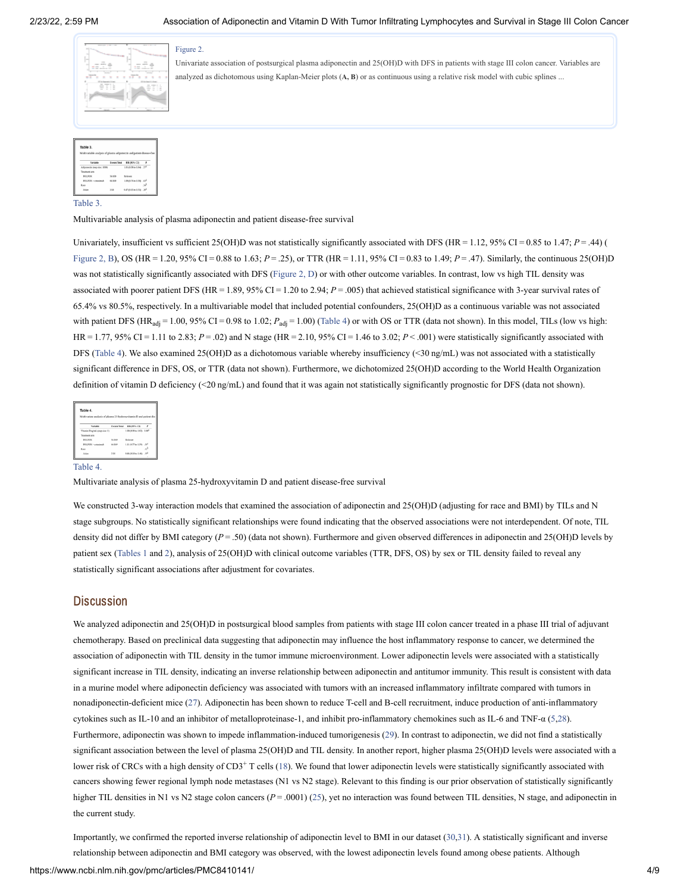Figure 2.

Univariate association of postsurgical plasma adiponectin and 25(OH)D with DFS in patients with stage III colon cancer. Variables are analyzed as dichotomous using Kaplan-Meier plots (**A, B**) or as continuous using a relative risk model with cubic splines ...

Table 3.

Multivariable analysis of plasma adiponectin and patient disease-free survival

Univariately, insufficient vs sufficient 25(OH)D was not statistically significantly associated with DFS (HR = 1.12, 95% CI = 0.85 to 1.47; $P = .44$) (Figure 2, B), OS (HR = 1.20, 95% CI = 0.88 to 1.63; $P = .25$), or TTR (HR = 1.11, 95% CI = 0.83 to 1.49; $P = .47$). Similarly, the continuous 25(OH)D was not statistically significantly associated with DFS (Figure 2, D) or with other outcome variables. In contrast, low vs high TIL density was associated with poorer patient DFS (HR = 1.89, 95% CI = 1.20 to 2.94; $P = .005$) that achieved statistical significance with 3-year survival rates of 65.4% vs 80.5%, respectively. In a multivariable model that included potential confounders, 25(OH)D as a continuous variable was not associated with patient DFS ($HR_{adj} = 1.00$, 95% CI = 0.98 to 1.02; $P_{adj} = 1.00$) (Table 4) or with OS or TTR (data not shown). In this model, TILs (low vs high: HR = 1.77, 95% CI = 1.11 to 2.83; $P = .02$) and N stage (HR = 2.10, 95% CI = 1.46 to 3.02; $P < .001$) were statistically significantly associated with DFS (Table 4). We also examined 25(OH)D as a dichotomous variable whereby insufficiency (<30 ng/mL) was not associated with a statistically significant difference in DFS, OS, or TTR (data not shown). Furthermore, we dichotomized 25(OH)D according to the World Health Organization definition of vitamin D deficiency (<20 ng/mL) and found that it was again not statistically significantly prognostic for DFS (data not shown).

Table 4.

Multivariate analysis of plasma 25-hydroxyvitamin D and patient disease-free survival

We constructed 3-way interaction models that examined the association of adiponectin and 25(OH)D (adjusting for race and BMI) by TILs and N stage subgroups. No statistically significant relationships were found indicating that the observed associations were not interdependent. Of note, TIL density did not differ by BMI category ($P = .50$) (data not shown). Furthermore and given observed differences in adiponectin and 25(OH)D levels by patient sex (Tables 1 and 2), analysis of 25(OH)D with clinical outcome variables (TTR, DFS, OS) by sex or TIL density failed to reveal any statistically significant associations after adjustment for covariates.

## Discussion

We analyzed adiponectin and 25(OH)D in postsurgical blood samples from patients with stage III colon cancer treated in a phase III trial of adjuvant chemotherapy. Based on preclinical data suggesting that adiponectin may influence the host inflammatory response to cancer, we determined the association of adiponectin with TIL density in the tumor immune microenvironment. Lower adiponectin levels were associated with a statistically significant increase in TIL density, indicating an inverse relationship between adiponectin and antitumor immunity. This result is consistent with data in a murine model where adiponectin deficiency was associated with tumors with an increased inflammatory infiltrate compared with tumors in nonadiponectin-deficient mice (27). Adiponectin has been shown to reduce T-cell and B-cell recruitment, induce production of anti-inflammatory cytokines such as IL-10 and an inhibitor of metalloproteinase-1, and inhibit pro-inflammatory chemokines such as IL-6 and TNF-α (5,28). Furthermore, adiponectin was shown to impede inflammation-induced tumorigenesis (29). In contrast to adiponectin, we did not find a statistically significant association between the level of plasma 25(OH)D and TIL density. In another report, higher plasma 25(OH)D levels were associated with a lower risk of CRCs with a high density of $CD3^+$ T cells (18). We found that lower adiponectin levels were statistically significantly associated with cancers showing fewer regional lymph node metastases (N1 vs N2 stage). Relevant to this finding is our prior observation of statistically significantly higher TIL densities in N1 vs N2 stage colon cancers ($P = .0001$) (25), yet no interaction was found between TIL densities, N stage, and adiponectin in the current study.

Importantly, we confirmed the reported inverse relationship of adiponectin level to BMI in our dataset (30,31). A statistically significant and inverse relationship between adiponectin and BMI category was observed, with the lowest adiponectin levels found among obese patients. Although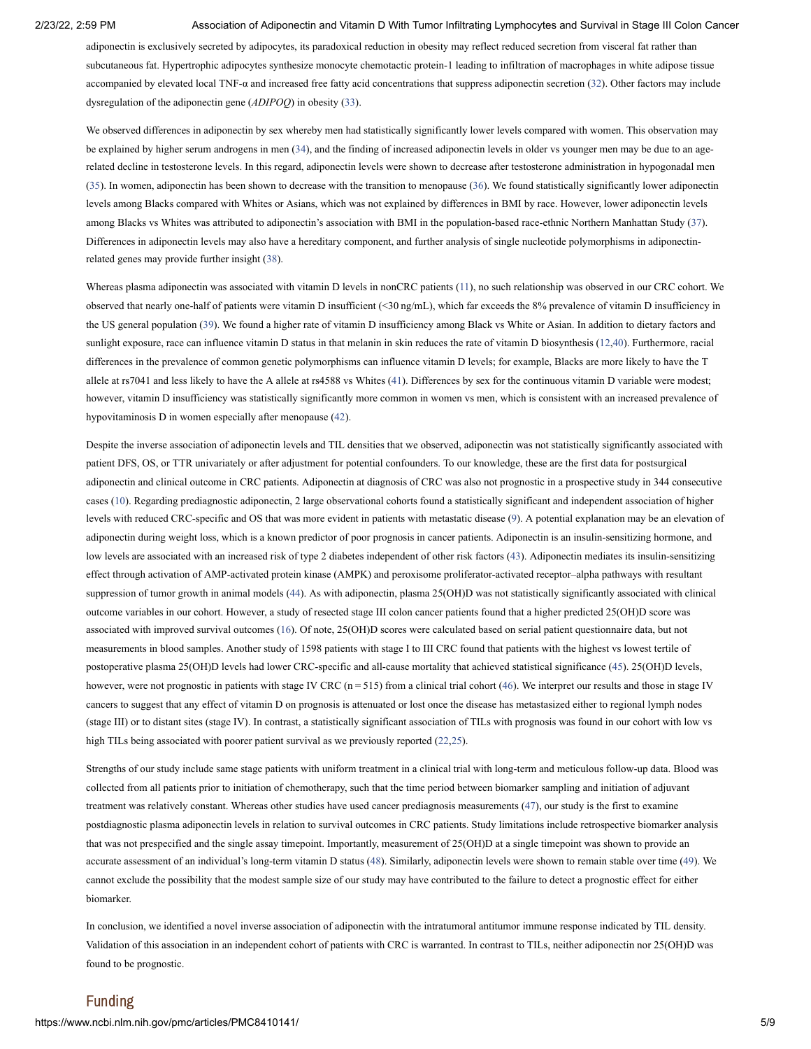adiponectin is exclusively secreted by adipocytes, its paradoxical reduction in obesity may reflect reduced secretion from visceral fat rather than subcutaneous fat. Hypertrophic adipocytes synthesize monocyte chemotactic protein-1 leading to infiltration of macrophages in white adipose tissue accompanied by elevated local TNF-α and increased free fatty acid concentrations that suppress adiponectin secretion (32). Other factors may include dysregulation of the adiponectin gene (*ADIPOQ*) in obesity (33).

We observed differences in adiponectin by sex whereby men had statistically significantly lower levels compared with women. This observation may be explained by higher serum androgens in men (34), and the finding of increased adiponectin levels in older vs younger men may be due to an age-related decline in testosterone levels. In this regard, adiponectin levels were shown to decrease after testosterone administration in hypogonadal men (35). In women, adiponectin has been shown to decrease with the transition to menopause (36). We found statistically significantly lower adiponectin levels among Blacks compared with Whites or Asians, which was not explained by differences in BMI by race. However, lower adiponectin levels among Blacks vs Whites was attributed to adiponectin's association with BMI in the population-based race-ethnic Northern Manhattan Study (37). Differences in adiponectin levels may also have a hereditary component, and further analysis of single nucleotide polymorphisms in adiponectin-related genes may provide further insight (38).

Whereas plasma adiponectin was associated with vitamin D levels in nonCRC patients (11), no such relationship was observed in our CRC cohort. We observed that nearly one-half of patients were vitamin D insufficient (<30 ng/mL), which far exceeds the 8% prevalence of vitamin D insufficiency in the US general population (39). We found a higher rate of vitamin D insufficiency among Black vs White or Asian. In addition to dietary factors and sunlight exposure, race can influence vitamin D status in that melanin in skin reduces the rate of vitamin D biosynthesis (12,40). Furthermore, racial differences in the prevalence of common genetic polymorphisms can influence vitamin D levels; for example, Blacks are more likely to have the T allele at rs7041 and less likely to have the A allele at rs4588 vs Whites (41). Differences by sex for the continuous vitamin D variable were modest; however, vitamin D insufficiency was statistically significantly more common in women vs men, which is consistent with an increased prevalence of hypovitaminosis D in women especially after menopause (42).

Despite the inverse association of adiponectin levels and TIL densities that we observed, adiponectin was not statistically significantly associated with patient DFS, OS, or TTR univariately or after adjustment for potential confounders. To our knowledge, these are the first data for postsurgical adiponectin and clinical outcome in CRC patients. Adiponectin at diagnosis of CRC was also not prognostic in a prospective study in 344 consecutive cases (10). Regarding prediagnostic adiponectin, 2 large observational cohorts found a statistically significant and independent association of higher levels with reduced CRC-specific and OS that was more evident in patients with metastatic disease (9). A potential explanation may be an elevation of adiponectin during weight loss, which is a known predictor of poor prognosis in cancer patients. Adiponectin is an insulin-sensitizing hormone, and low levels are associated with an increased risk of type 2 diabetes independent of other risk factors (43). Adiponectin mediates its insulin-sensitizing effect through activation of AMP-activated protein kinase (AMPK) and peroxisome proliferator-activated receptor–alpha pathways with resultant suppression of tumor growth in animal models (44). As with adiponectin, plasma 25(OH)D was not statistically significantly associated with clinical outcome variables in our cohort. However, a study of resected stage III colon cancer patients found that a higher predicted 25(OH)D score was associated with improved survival outcomes (16). Of note, 25(OH)D scores were calculated based on serial patient questionnaire data, but not measurements in blood samples. Another study of 1598 patients with stage I to III CRC found that patients with the highest vs lowest tertile of postoperative plasma 25(OH)D levels had lower CRC-specific and all-cause mortality that achieved statistical significance (45). 25(OH)D levels, however, were not prognostic in patients with stage IV CRC (n = 515) from a clinical trial cohort (46). We interpret our results and those in stage IV cancers to suggest that any effect of vitamin D on prognosis is attenuated or lost once the disease has metastasized either to regional lymph nodes (stage III) or to distant sites (stage IV). In contrast, a statistically significant association of TILs with prognosis was found in our cohort with low vs high TILs being associated with poorer patient survival as we previously reported (22,25).

Strengths of our study include same stage patients with uniform treatment in a clinical trial with long-term and meticulous follow-up data. Blood was collected from all patients prior to initiation of chemotherapy, such that the time period between biomarker sampling and initiation of adjuvant treatment was relatively constant. Whereas other studies have used cancer prediagnosis measurements (47), our study is the first to examine postdiagnostic plasma adiponectin levels in relation to survival outcomes in CRC patients. Study limitations include retrospective biomarker analysis that was not prespecified and the single assay timepoint. Importantly, measurement of 25(OH)D at a single timepoint was shown to provide an accurate assessment of an individual's long-term vitamin D status (48). Similarly, adiponectin levels were shown to remain stable over time (49). We cannot exclude the possibility that the modest sample size of our study may have contributed to the failure to detect a prognostic effect for either biomarker.

In conclusion, we identified a novel inverse association of adiponectin with the intratumoral antitumor immune response indicated by TIL density. Validation of this association in an independent cohort of patients with CRC is warranted. In contrast to TILs, neither adiponectin nor 25(OH)D was found to be prognostic.

## Funding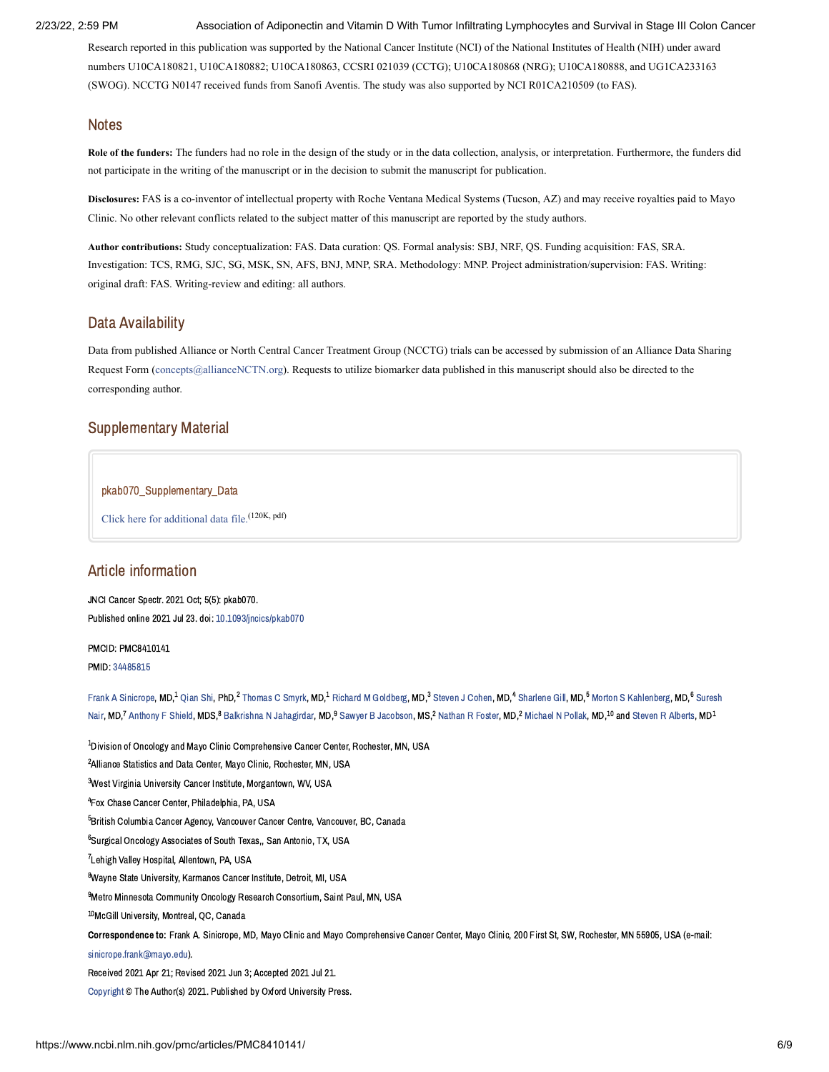Research reported in this publication was supported by the National Cancer Institute (NCI) of the National Institutes of Health (NIH) under award numbers U10CA180821, U10CA180882; U10CA180863, CCSRI 021039 (CCTG); U10CA180868 (NRG); U10CA180888, and UG1CA233163 (SWOG). NCCTG N0147 received funds from Sanofi Aventis. The study was also supported by NCI R01CA210509 (to FAS).

## Notes

**Role of the funders:** The funders had no role in the design of the study or in the data collection, analysis, or interpretation. Furthermore, the funders did not participate in the writing of the manuscript or in the decision to submit the manuscript for publication.

**Disclosures:** FAS is a co-inventor of intellectual property with Roche Ventana Medical Systems (Tucson, AZ) and may receive royalties paid to Mayo Clinic. No other relevant conflicts related to the subject matter of this manuscript are reported by the study authors.

**Author contributions:** Study conceptualization: FAS. Data curation: QS. Formal analysis: SBJ, NRF, QS. Funding acquisition: FAS, SRA. Investigation: TCS, RMG, SJC, SG, MSK, SN, AFS, BNJ, MNP, SRA. Methodology: MNP. Project administration/supervision: FAS. Writing: original draft: FAS. Writing-review and editing: all authors.

## Data Availability

Data from published Alliance or North Central Cancer Treatment Group (NCCTG) trials can be accessed by submission of an Alliance Data Sharing Request Form (concepts@allianceNCTN.org). Requests to utilize biomarker data published in this manuscript should also be directed to the corresponding author.

## Supplementary Material

pkab070_Supplementary_Data

Click here for additional data file. (120K, pdf)

## Article information

JNCI Cancer Spectr. 2021 Oct; 5(5): pkab070.

Published online 2021 Jul 23. doi: 10.1093/jncics/pkab070

PMCID: PMC8410141

PMID: 34485815

Frank A Sinicrope, MD,[1] Qian Shi, PhD,[2] Thomas C Smyrk, MD,[1] Richard M Goldberg, MD,[3] Steven J Cohen, MD,[4] Sharlene Gill, MD,[5] Morton S Kahlenberg, MD,[6] Suresh Nair, MD,[7] Anthony F Shield, MDS,[8] Balkrishna N Jahagirdar, MD,[9] Sawyer B Jacobson, MS,[2] Nathan R Foster, MD,[2] Michael N Pollak, MD,[10] and Steven R Alberts, MD[1]

[1]Division of Oncology and Mayo Clinic Comprehensive Cancer Center, Rochester, MN, USA

[2]Alliance Statistics and Data Center, Mayo Clinic, Rochester, MN, USA

[3]West Virginia University Cancer Institute, Morgantown, WV, USA

[4]Fox Chase Cancer Center, Philadelphia, PA, USA

[5]British Columbia Cancer Agency, Vancouver Cancer Centre, Vancouver, BC, Canada

[6]Surgical Oncology Associates of South Texas,, San Antonio, TX, USA

[7]Lehigh Valley Hospital, Allentown, PA, USA

[8]Wayne State University, Karmanos Cancer Institute, Detroit, MI, USA

[9]Metro Minnesota Community Oncology Research Consortium, Saint Paul, MN, USA

[10]McGill University, Montreal, QC, Canada

**Correspondence to:** Frank A. Sinicrope, MD, Mayo Clinic and Mayo Comprehensive Cancer Center, Mayo Clinic, 200 First St, SW, Rochester, MN 55905, USA (e-mail: sinicrope.frank@mayo.edu).

Received 2021 Apr 21; Revised 2021 Jun 3; Accepted 2021 Jul 21.

Copyright © The Author(s) 2021. Published by Oxford University Press.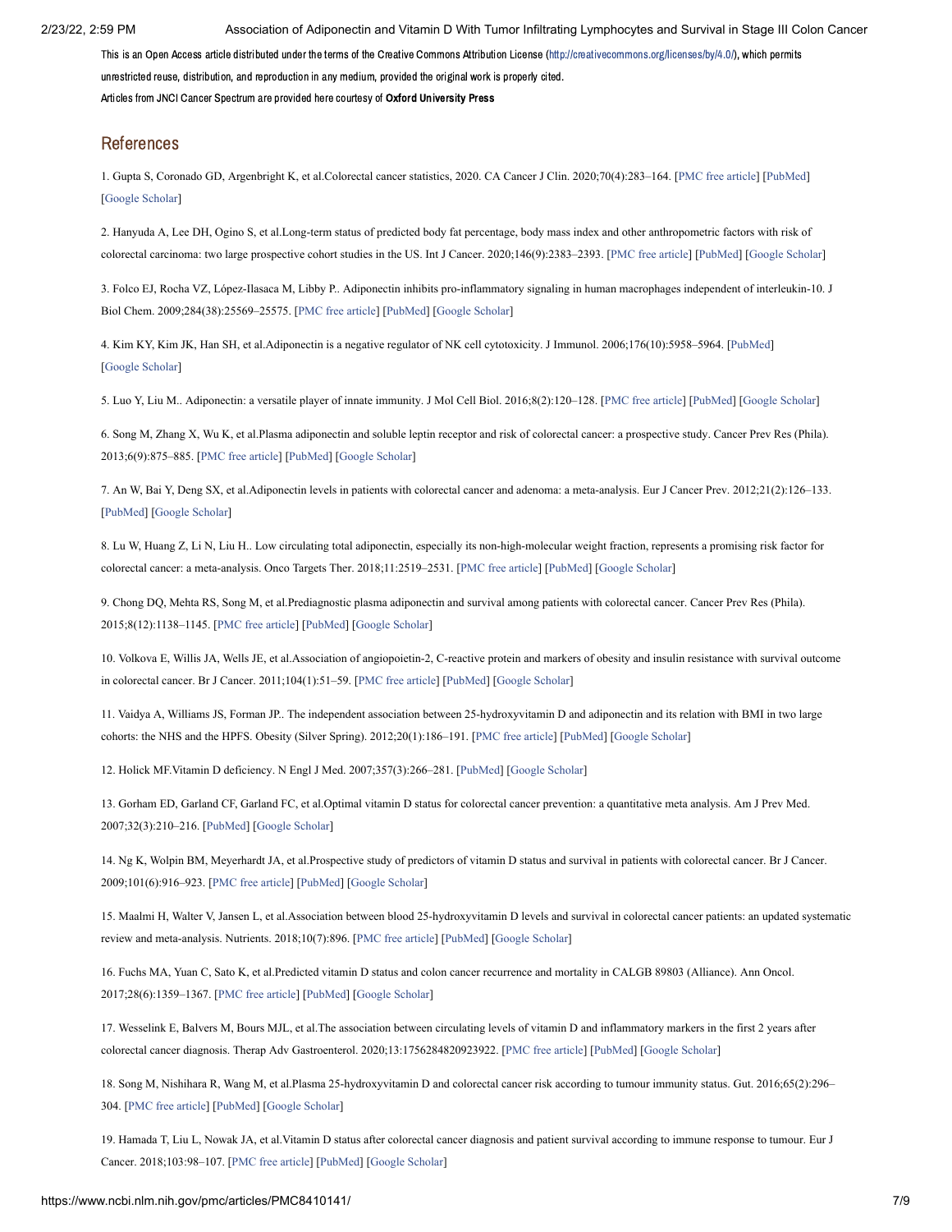This is an Open Access article distributed under the terms of the Creative Commons Attribution License (http://creativecommons.org/licenses/by/4.0/), which permits unrestricted reuse, distribution, and reproduction in any medium, provided the original work is properly cited.

Articles from JNCI Cancer Spectrum are provided here courtesy of **Oxford University Press**

## References

1. Gupta S, Coronado GD, Argenbright K, et al.Colorectal cancer statistics, 2020. CA Cancer J Clin. 2020;70(4):283–164. [PMC free article] [PubMed] [Google Scholar]

2. Hanyuda A, Lee DH, Ogino S, et al.Long-term status of predicted body fat percentage, body mass index and other anthropometric factors with risk of colorectal carcinoma: two large prospective cohort studies in the US. Int J Cancer. 2020;146(9):2383–2393. [PMC free article] [PubMed] [Google Scholar]

3. Folco EJ, Rocha VZ, López-Ilasaca M, Libby P.. Adiponectin inhibits pro-inflammatory signaling in human macrophages independent of interleukin-10. J Biol Chem. 2009;284(38):25569–25575. [PMC free article] [PubMed] [Google Scholar]

4. Kim KY, Kim JK, Han SH, et al.Adiponectin is a negative regulator of NK cell cytotoxicity. J Immunol. 2006;176(10):5958–5964. [PubMed] [Google Scholar]

5. Luo Y, Liu M.. Adiponectin: a versatile player of innate immunity. J Mol Cell Biol. 2016;8(2):120–128. [PMC free article] [PubMed] [Google Scholar]

6. Song M, Zhang X, Wu K, et al.Plasma adiponectin and soluble leptin receptor and risk of colorectal cancer: a prospective study. Cancer Prev Res (Phila). 2013;6(9):875–885. [PMC free article] [PubMed] [Google Scholar]

7. An W, Bai Y, Deng SX, et al.Adiponectin levels in patients with colorectal cancer and adenoma: a meta-analysis. Eur J Cancer Prev. 2012;21(2):126–133. [PubMed] [Google Scholar]

8. Lu W, Huang Z, Li N, Liu H.. Low circulating total adiponectin, especially its non-high-molecular weight fraction, represents a promising risk factor for colorectal cancer: a meta-analysis. Onco Targets Ther. 2018;11:2519–2531. [PMC free article] [PubMed] [Google Scholar]

9. Chong DQ, Mehta RS, Song M, et al.Prediagnostic plasma adiponectin and survival among patients with colorectal cancer. Cancer Prev Res (Phila). 2015;8(12):1138–1145. [PMC free article] [PubMed] [Google Scholar]

10. Volkova E, Willis JA, Wells JE, et al.Association of angiopoietin-2, C-reactive protein and markers of obesity and insulin resistance with survival outcome in colorectal cancer. Br J Cancer. 2011;104(1):51–59. [PMC free article] [PubMed] [Google Scholar]

11. Vaidya A, Williams JS, Forman JP.. The independent association between 25-hydroxyvitamin D and adiponectin and its relation with BMI in two large cohorts: the NHS and the HPFS. Obesity (Silver Spring). 2012;20(1):186–191. [PMC free article] [PubMed] [Google Scholar]

12. Holick MF.Vitamin D deficiency. N Engl J Med. 2007;357(3):266–281. [PubMed] [Google Scholar]

13. Gorham ED, Garland CF, Garland FC, et al.Optimal vitamin D status for colorectal cancer prevention: a quantitative meta analysis. Am J Prev Med. 2007;32(3):210–216. [PubMed] [Google Scholar]

14. Ng K, Wolpin BM, Meyerhardt JA, et al.Prospective study of predictors of vitamin D status and survival in patients with colorectal cancer. Br J Cancer. 2009;101(6):916–923. [PMC free article] [PubMed] [Google Scholar]

15. Maalmi H, Walter V, Jansen L, et al.Association between blood 25-hydroxyvitamin D levels and survival in colorectal cancer patients: an updated systematic review and meta-analysis. Nutrients. 2018;10(7):896. [PMC free article] [PubMed] [Google Scholar]

16. Fuchs MA, Yuan C, Sato K, et al.Predicted vitamin D status and colon cancer recurrence and mortality in CALGB 89803 (Alliance). Ann Oncol. 2017;28(6):1359–1367. [PMC free article] [PubMed] [Google Scholar]

17. Wesselink E, Balvers M, Bours MJL, et al.The association between circulating levels of vitamin D and inflammatory markers in the first 2 years after colorectal cancer diagnosis. Therap Adv Gastroenterol. 2020;13:1756284820923922. [PMC free article] [PubMed] [Google Scholar]

18. Song M, Nishihara R, Wang M, et al.Plasma 25-hydroxyvitamin D and colorectal cancer risk according to tumour immunity status. Gut. 2016;65(2):296–304. [PMC free article] [PubMed] [Google Scholar]

19. Hamada T, Liu L, Nowak JA, et al.Vitamin D status after colorectal cancer diagnosis and patient survival according to immune response to tumour. Eur J Cancer. 2018;103:98–107. [PMC free article] [PubMed] [Google Scholar]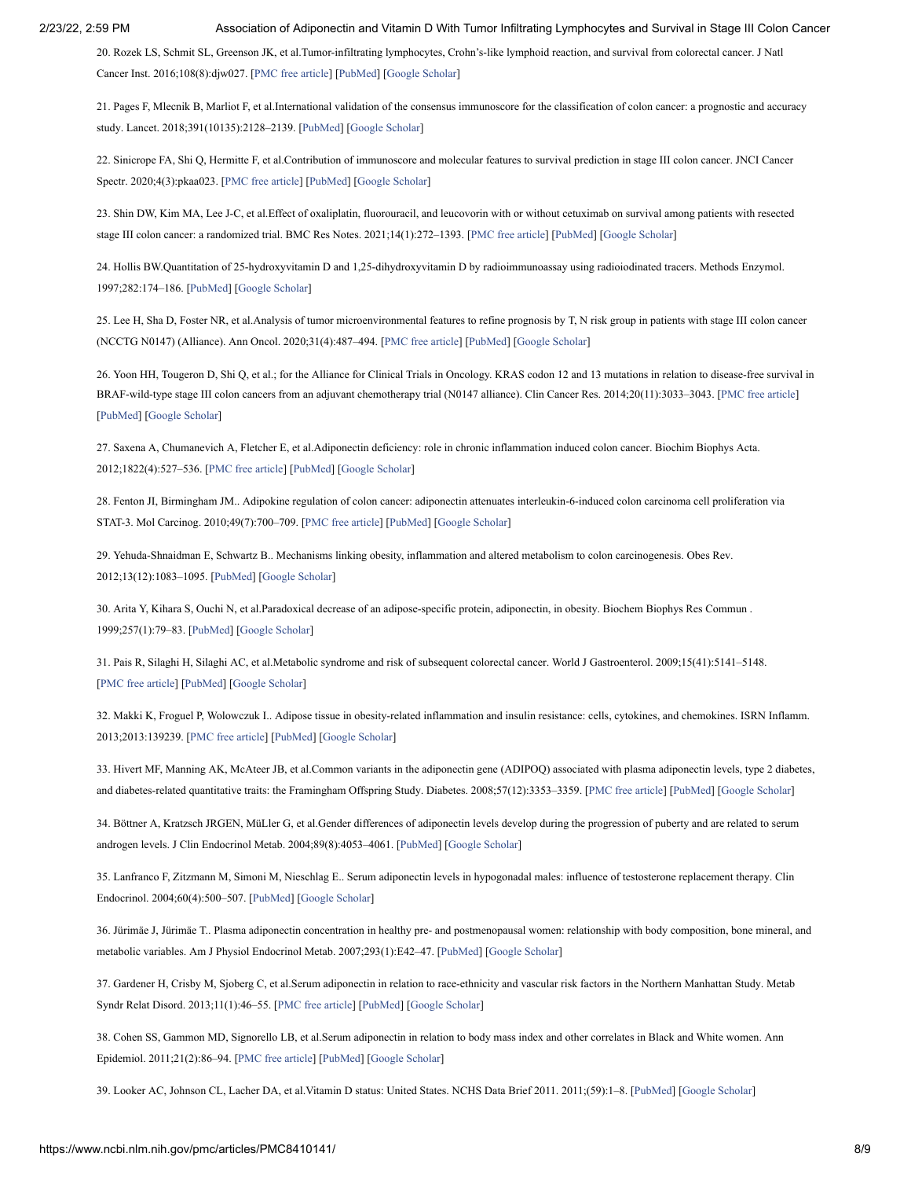20. Rozek LS, Schmit SL, Greenson JK, et al.Tumor-infiltrating lymphocytes, Crohn's-like lymphoid reaction, and survival from colorectal cancer. J Natl Cancer Inst. 2016;108(8):djw027. [PMC free article] [PubMed] [Google Scholar]

21. Pages F, Mlecnik B, Marliot F, et al.International validation of the consensus immunoscore for the classification of colon cancer: a prognostic and accuracy study. Lancet. 2018;391(10135):2128–2139. [PubMed] [Google Scholar]

22. Sinicrope FA, Shi Q, Hermitte F, et al.Contribution of immunoscore and molecular features to survival prediction in stage III colon cancer. JNCI Cancer Spectr. 2020;4(3):pkaa023. [PMC free article] [PubMed] [Google Scholar]

23. Shin DW, Kim MA, Lee J-C, et al.Effect of oxaliplatin, fluorouracil, and leucovorin with or without cetuximab on survival among patients with resected stage III colon cancer: a randomized trial. BMC Res Notes. 2021;14(1):272–1393. [PMC free article] [PubMed] [Google Scholar]

24. Hollis BW.Quantitation of 25-hydroxyvitamin D and 1,25-dihydroxyvitamin D by radioimmunoassay using radioiodinated tracers. Methods Enzymol. 1997;282:174–186. [PubMed] [Google Scholar]

25. Lee H, Sha D, Foster NR, et al.Analysis of tumor microenvironmental features to refine prognosis by T, N risk group in patients with stage III colon cancer (NCCTG N0147) (Alliance). Ann Oncol. 2020;31(4):487–494. [PMC free article] [PubMed] [Google Scholar]

26. Yoon HH, Tougeron D, Shi Q, et al.; for the Alliance for Clinical Trials in Oncology. KRAS codon 12 and 13 mutations in relation to disease-free survival in BRAF-wild-type stage III colon cancers from an adjuvant chemotherapy trial (N0147 alliance). Clin Cancer Res. 2014;20(11):3033–3043. [PMC free article] [PubMed] [Google Scholar]

27. Saxena A, Chumanevich A, Fletcher E, et al.Adiponectin deficiency: role in chronic inflammation induced colon cancer. Biochim Biophys Acta. 2012;1822(4):527–536. [PMC free article] [PubMed] [Google Scholar]

28. Fenton JI, Birmingham JM.. Adipokine regulation of colon cancer: adiponectin attenuates interleukin-6-induced colon carcinoma cell proliferation via STAT-3. Mol Carcinog. 2010;49(7):700–709. [PMC free article] [PubMed] [Google Scholar]

29. Yehuda-Shnaidman E, Schwartz B.. Mechanisms linking obesity, inflammation and altered metabolism to colon carcinogenesis. Obes Rev. 2012;13(12):1083–1095. [PubMed] [Google Scholar]

30. Arita Y, Kihara S, Ouchi N, et al.Paradoxical decrease of an adipose-specific protein, adiponectin, in obesity. Biochem Biophys Res Commun . 1999;257(1):79–83. [PubMed] [Google Scholar]

31. Pais R, Silaghi H, Silaghi AC, et al.Metabolic syndrome and risk of subsequent colorectal cancer. World J Gastroenterol. 2009;15(41):5141–5148. [PMC free article] [PubMed] [Google Scholar]

32. Makki K, Froguel P, Wolowczuk I.. Adipose tissue in obesity-related inflammation and insulin resistance: cells, cytokines, and chemokines. ISRN Inflamm. 2013;2013:139239. [PMC free article] [PubMed] [Google Scholar]

33. Hivert MF, Manning AK, McAteer JB, et al.Common variants in the adiponectin gene (ADIPOQ) associated with plasma adiponectin levels, type 2 diabetes, and diabetes-related quantitative traits: the Framingham Offspring Study. Diabetes. 2008;57(12):3353–3359. [PMC free article] [PubMed] [Google Scholar]

34. Böttner A, Kratzsch JRGEN, MüLler G, et al.Gender differences of adiponectin levels develop during the progression of puberty and are related to serum androgen levels. J Clin Endocrinol Metab. 2004;89(8):4053–4061. [PubMed] [Google Scholar]

35. Lanfranco F, Zitzmann M, Simoni M, Nieschlag E.. Serum adiponectin levels in hypogonadal males: influence of testosterone replacement therapy. Clin Endocrinol. 2004;60(4):500–507. [PubMed] [Google Scholar]

36. Jürimäe J, Jürimäe T.. Plasma adiponectin concentration in healthy pre- and postmenopausal women: relationship with body composition, bone mineral, and metabolic variables. Am J Physiol Endocrinol Metab. 2007;293(1):E42–47. [PubMed] [Google Scholar]

37. Gardener H, Crisby M, Sjoberg C, et al.Serum adiponectin in relation to race-ethnicity and vascular risk factors in the Northern Manhattan Study. Metab Syndr Relat Disord. 2013;11(1):46–55. [PMC free article] [PubMed] [Google Scholar]

38. Cohen SS, Gammon MD, Signorello LB, et al.Serum adiponectin in relation to body mass index and other correlates in Black and White women. Ann Epidemiol. 2011;21(2):86–94. [PMC free article] [PubMed] [Google Scholar]

39. Looker AC, Johnson CL, Lacher DA, et al.Vitamin D status: United States. NCHS Data Brief 2011. 2011;(59):1–8. [PubMed] [Google Scholar]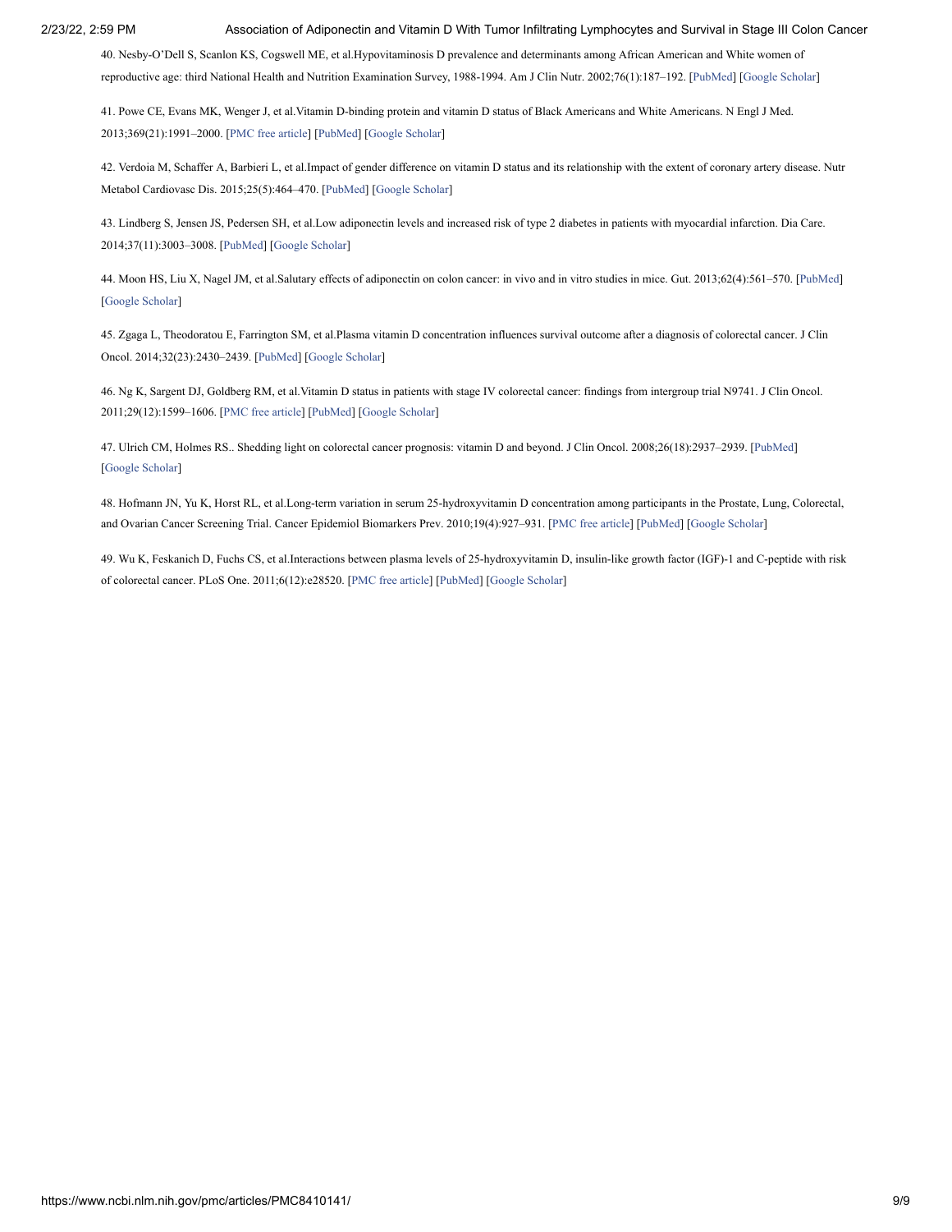40. Nesby-O'Dell S, Scanlon KS, Cogswell ME, et al.Hypovitaminosis D prevalence and determinants among African American and White women of reproductive age: third National Health and Nutrition Examination Survey, 1988-1994. Am J Clin Nutr. 2002;76(1):187–192. [PubMed] [Google Scholar]

41. Powe CE, Evans MK, Wenger J, et al.Vitamin D-binding protein and vitamin D status of Black Americans and White Americans. N Engl J Med. 2013;369(21):1991–2000. [PMC free article] [PubMed] [Google Scholar]

42. Verdoia M, Schaffer A, Barbieri L, et al.Impact of gender difference on vitamin D status and its relationship with the extent of coronary artery disease. Nutr Metabol Cardiovasc Dis. 2015;25(5):464–470. [PubMed] [Google Scholar]

43. Lindberg S, Jensen JS, Pedersen SH, et al.Low adiponectin levels and increased risk of type 2 diabetes in patients with myocardial infarction. Dia Care. 2014;37(11):3003–3008. [PubMed] [Google Scholar]

44. Moon HS, Liu X, Nagel JM, et al.Salutary effects of adiponectin on colon cancer: in vivo and in vitro studies in mice. Gut. 2013;62(4):561–570. [PubMed] [Google Scholar]

45. Zgaga L, Theodoratou E, Farrington SM, et al.Plasma vitamin D concentration influences survival outcome after a diagnosis of colorectal cancer. J Clin Oncol. 2014;32(23):2430–2439. [PubMed] [Google Scholar]

46. Ng K, Sargent DJ, Goldberg RM, et al.Vitamin D status in patients with stage IV colorectal cancer: findings from intergroup trial N9741. J Clin Oncol. 2011;29(12):1599–1606. [PMC free article] [PubMed] [Google Scholar]

47. Ulrich CM, Holmes RS.. Shedding light on colorectal cancer prognosis: vitamin D and beyond. J Clin Oncol. 2008;26(18):2937–2939. [PubMed] [Google Scholar]

48. Hofmann JN, Yu K, Horst RL, et al.Long-term variation in serum 25-hydroxyvitamin D concentration among participants in the Prostate, Lung, Colorectal, and Ovarian Cancer Screening Trial. Cancer Epidemiol Biomarkers Prev. 2010;19(4):927–931. [PMC free article] [PubMed] [Google Scholar]

49. Wu K, Feskanich D, Fuchs CS, et al.Interactions between plasma levels of 25-hydroxyvitamin D, insulin-like growth factor (IGF)-1 and C-peptide with risk of colorectal cancer. PLoS One. 2011;6(12):e28520. [PMC free article] [PubMed] [Google Scholar]